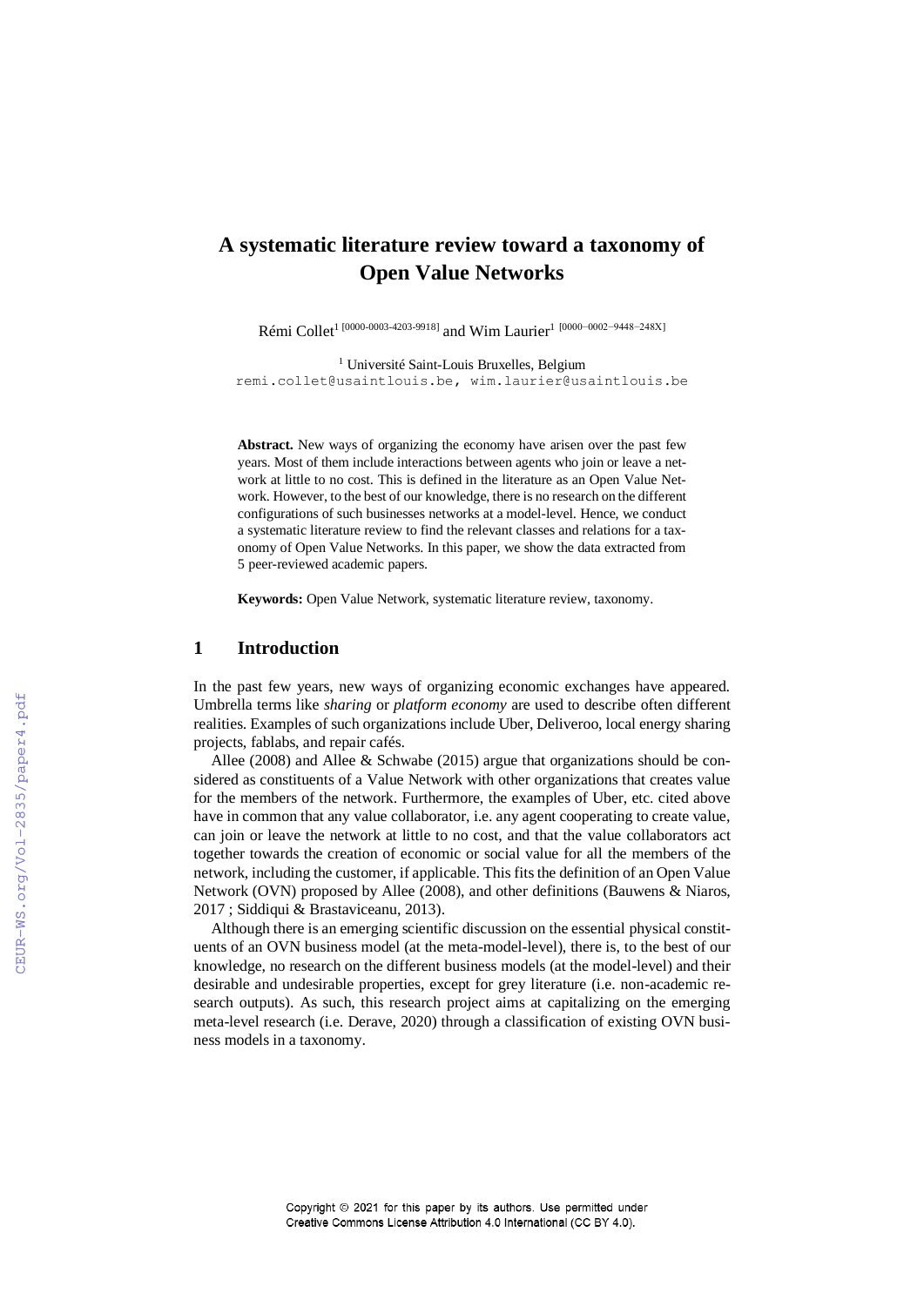# A systematic literature review toward a taxonomy of Open Value Networks

Rémi Collet[1] [0000-0003-4203-9918] and Wim Laurier[1] [0000-0002-9448-248X]

[1] Université Saint-Louis Bruxelles, Belgium
remi.collet@usaintlouis.be, wim.laurier@usaintlouis.be

**Abstract.** New ways of organizing the economy have arisen over the past few years. Most of them include interactions between agents who join or leave a network at little to no cost. This is defined in the literature as an Open Value Network. However, to the best of our knowledge, there is no research on the different configurations of such businesses networks at a model-level. Hence, we conduct a systematic literature review to find the relevant classes and relations for a taxonomy of Open Value Networks. In this paper, we show the data extracted from 5 peer-reviewed academic papers.

**Keywords:** Open Value Network, systematic literature review, taxonomy.

## 1 Introduction

In the past few years, new ways of organizing economic exchanges have appeared. Umbrella terms like *sharing* or *platform economy* are used to describe often different realities. Examples of such organizations include Uber, Deliveroo, local energy sharing projects, fablabs, and repair cafés.

Allee (2008) and Allee & Schwabe (2015) argue that organizations should be considered as constituents of a Value Network with other organizations that creates value for the members of the network. Furthermore, the examples of Uber, etc. cited above have in common that any value collaborator, i.e. any agent cooperating to create value, can join or leave the network at little to no cost, and that the value collaborators act together towards the creation of economic or social value for all the members of the network, including the customer, if applicable. This fits the definition of an Open Value Network (OVN) proposed by Allee (2008), and other definitions (Bauwens & Niaros, 2017 ; Siddiqui & Brastaviceanu, 2013).

Although there is an emerging scientific discussion on the essential physical constituents of an OVN business model (at the meta-model-level), there is, to the best of our knowledge, no research on the different business models (at the model-level) and their desirable and undesirable properties, except for grey literature (i.e. non-academic research outputs). As such, this research project aims at capitalizing on the emerging meta-level research (i.e. Derave, 2020) through a classification of existing OVN business models in a taxonomy.

Copyright © 2021 for this paper by its authors. Use permitted under Creative Commons License Attribution 4.0 International (CC BY 4.0).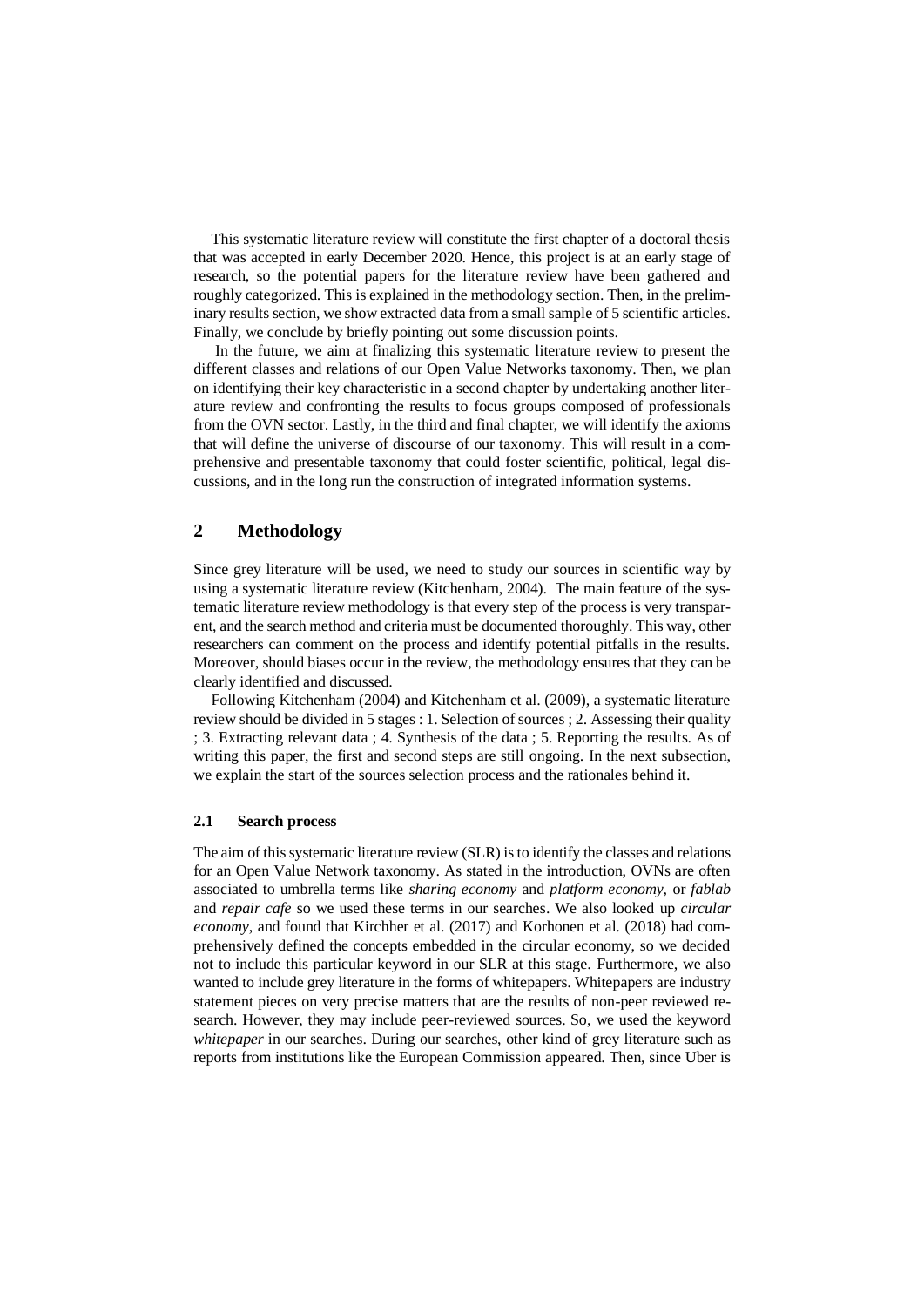This systematic literature review will constitute the first chapter of a doctoral thesis that was accepted in early December 2020. Hence, this project is at an early stage of research, so the potential papers for the literature review have been gathered and roughly categorized. This is explained in the methodology section. Then, in the preliminary results section, we show extracted data from a small sample of 5 scientific articles. Finally, we conclude by briefly pointing out some discussion points.

In the future, we aim at finalizing this systematic literature review to present the different classes and relations of our Open Value Networks taxonomy. Then, we plan on identifying their key characteristic in a second chapter by undertaking another literature review and confronting the results to focus groups composed of professionals from the OVN sector. Lastly, in the third and final chapter, we will identify the axioms that will define the universe of discourse of our taxonomy. This will result in a comprehensive and presentable taxonomy that could foster scientific, political, legal discussions, and in the long run the construction of integrated information systems.

## 2 Methodology

Since grey literature will be used, we need to study our sources in scientific way by using a systematic literature review (Kitchenham, 2004). The main feature of the systematic literature review methodology is that every step of the process is very transparent, and the search method and criteria must be documented thoroughly. This way, other researchers can comment on the process and identify potential pitfalls in the results. Moreover, should biases occur in the review, the methodology ensures that they can be clearly identified and discussed.

Following Kitchenham (2004) and Kitchenham et al. (2009), a systematic literature review should be divided in 5 stages : 1. Selection of sources ; 2. Assessing their quality ; 3. Extracting relevant data ; 4. Synthesis of the data ; 5. Reporting the results. As of writing this paper, the first and second steps are still ongoing. In the next subsection, we explain the start of the sources selection process and the rationales behind it.

### 2.1 Search process

The aim of this systematic literature review (SLR) is to identify the classes and relations for an Open Value Network taxonomy. As stated in the introduction, OVNs are often associated to umbrella terms like *sharing economy* and *platform economy*, or *fablab* and *repair cafe* so we used these terms in our searches. We also looked up *circular economy*, and found that Kirchher et al. (2017) and Korhonen et al. (2018) had comprehensively defined the concepts embedded in the circular economy, so we decided not to include this particular keyword in our SLR at this stage. Furthermore, we also wanted to include grey literature in the forms of whitepapers. Whitepapers are industry statement pieces on very precise matters that are the results of non-peer reviewed research. However, they may include peer-reviewed sources. So, we used the keyword *whitepaper* in our searches. During our searches, other kind of grey literature such as reports from institutions like the European Commission appeared. Then, since Uber is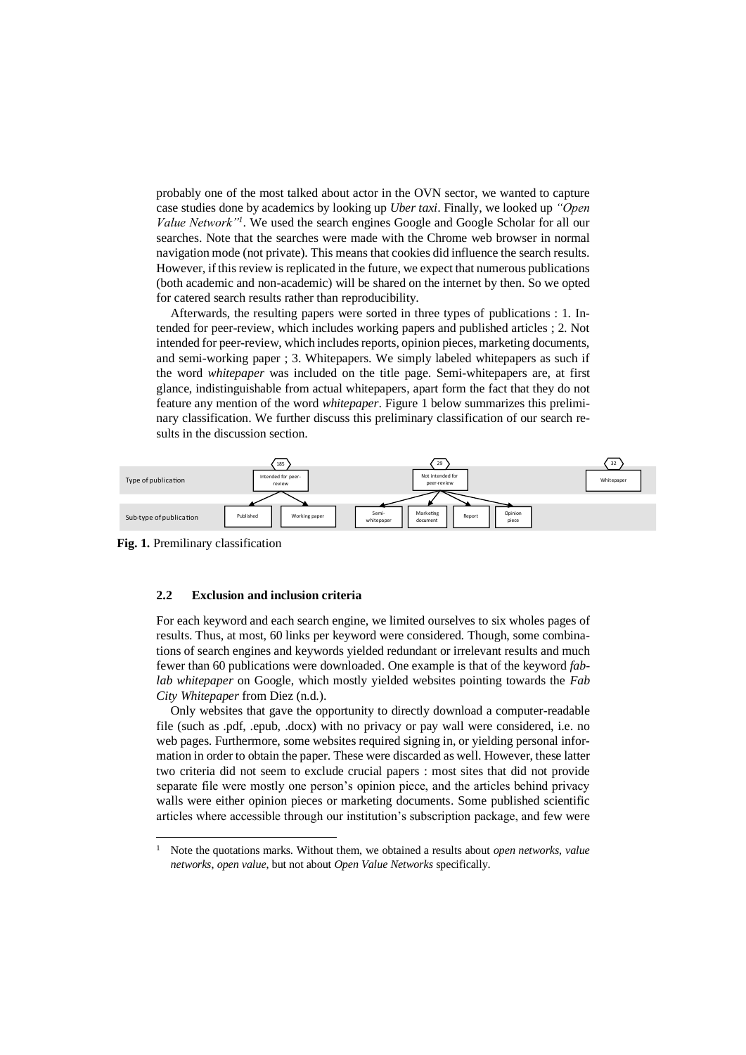probably one of the most talked about actor in the OVN sector, we wanted to capture case studies done by academics by looking up *Uber taxi*. Finally, we looked up *"Open Value Network"*[1]. We used the search engines Google and Google Scholar for all our searches. Note that the searches were made with the Chrome web browser in normal navigation mode (not private). This means that cookies did influence the search results. However, if this review is replicated in the future, we expect that numerous publications (both academic and non-academic) will be shared on the internet by then. So we opted for catered search results rather than reproducibility.

Afterwards, the resulting papers were sorted in three types of publications : 1. Intended for peer-review, which includes working papers and published articles ; 2. Not intended for peer-review, which includes reports, opinion pieces, marketing documents, and semi-working paper ; 3. Whitepapers. We simply labeled whitepapers as such if the word *whitepaper* was included on the title page. Semi-whitepapers are, at first glance, indistinguishable from actual whitepapers, apart form the fact that they do not feature any mention of the word *whitepaper*. Figure 1 below summarizes this preliminary classification. We further discuss this preliminary classification of our search results in the discussion section.

| | | | |
|---|---|---|---|
| | 185 | 29 | 32 |
| Type of publication | Intended for peer-review | Not intended for peer-review | Whitepaper |
| Sub-type of publication | Published; Working paper | Semi-whitepaper; Marketing document; Report; Opinion piece | |

**Fig. 1.** Premilinary classification

### 2.2 Exclusion and inclusion criteria

For each keyword and each search engine, we limited ourselves to six wholes pages of results. Thus, at most, 60 links per keyword were considered. Though, some combinations of search engines and keywords yielded redundant or irrelevant results and much fewer than 60 publications were downloaded. One example is that of the keyword *fab-lab whitepaper* on Google, which mostly yielded websites pointing towards the *Fab City Whitepaper* from Diez (n.d.).

Only websites that gave the opportunity to directly download a computer-readable file (such as .pdf, .epub, .docx) with no privacy or pay wall were considered, i.e. no web pages. Furthermore, some websites required signing in, or yielding personal information in order to obtain the paper. These were discarded as well. However, these latter two criteria did not seem to exclude crucial papers : most sites that did not provide separate file were mostly one person's opinion piece, and the articles behind privacy walls were either opinion pieces or marketing documents. Some published scientific articles where accessible through our institution's subscription package, and few were

[1] Note the quotations marks. Without them, we obtained a results about *open networks*, *value networks*, *open value*, but not about *Open Value Networks* specifically.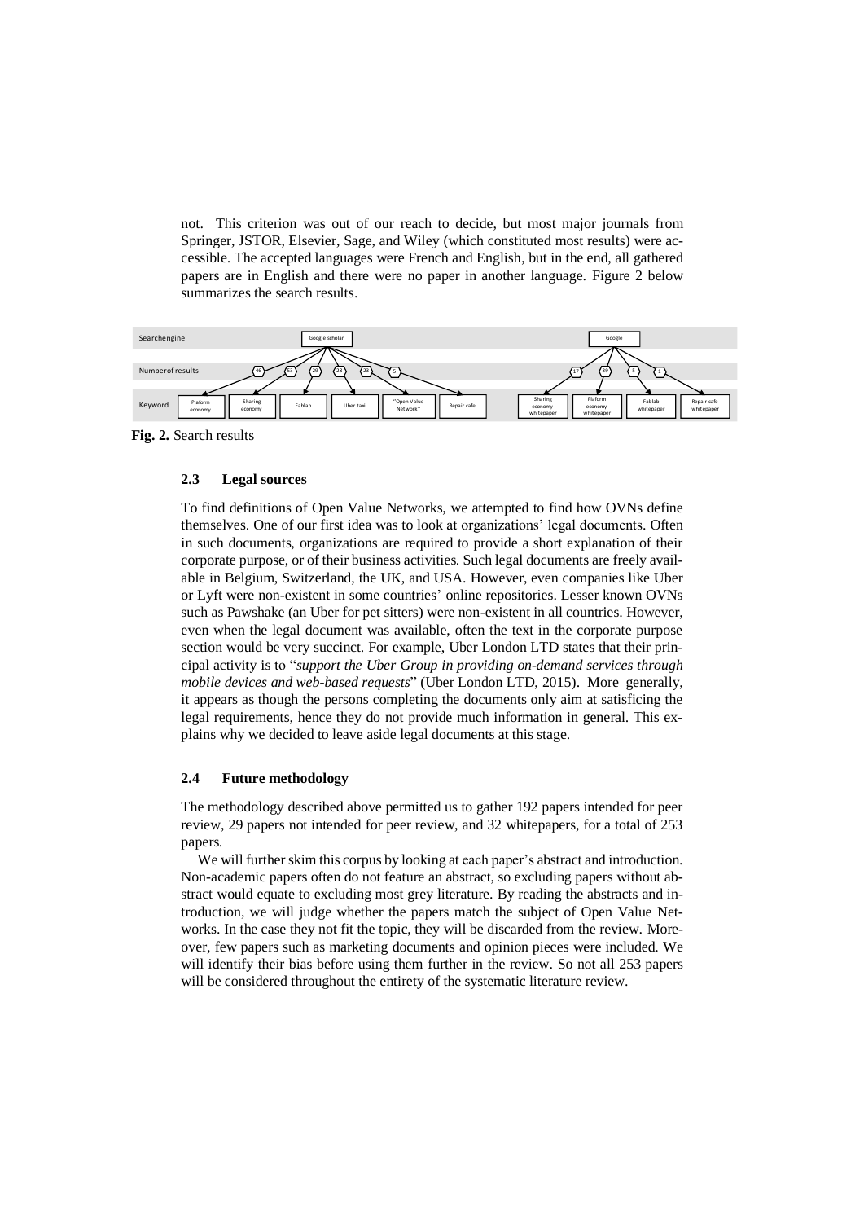not. This criterion was out of our reach to decide, but most major journals from Springer, JSTOR, Elsevier, Sage, and Wiley (which constituted most results) were accessible. The accepted languages were French and English, but in the end, all gathered papers are in English and there were no paper in another language. Figure 2 below summarizes the search results.

**Fig. 2.** Search results

### 2.3 Legal sources

To find definitions of Open Value Networks, we attempted to find how OVNs define themselves. One of our first idea was to look at organizations' legal documents. Often in such documents, organizations are required to provide a short explanation of their corporate purpose, or of their business activities. Such legal documents are freely available in Belgium, Switzerland, the UK, and USA. However, even companies like Uber or Lyft were non-existent in some countries' online repositories. Lesser known OVNs such as Pawshake (an Uber for pet sitters) were non-existent in all countries. However, even when the legal document was available, often the text in the corporate purpose section would be very succinct. For example, Uber London LTD states that their principal activity is to "*support the Uber Group in providing on-demand services through mobile devices and web-based requests*" (Uber London LTD, 2015). More generally, it appears as though the persons completing the documents only aim at satisficing the legal requirements, hence they do not provide much information in general. This explains why we decided to leave aside legal documents at this stage.

### 2.4 Future methodology

The methodology described above permitted us to gather 192 papers intended for peer review, 29 papers not intended for peer review, and 32 whitepapers, for a total of 253 papers.

We will further skim this corpus by looking at each paper's abstract and introduction. Non-academic papers often do not feature an abstract, so excluding papers without abstract would equate to excluding most grey literature. By reading the abstracts and introduction, we will judge whether the papers match the subject of Open Value Networks. In the case they not fit the topic, they will be discarded from the review. Moreover, few papers such as marketing documents and opinion pieces were included. We will identify their bias before using them further in the review. So not all 253 papers will be considered throughout the entirety of the systematic literature review.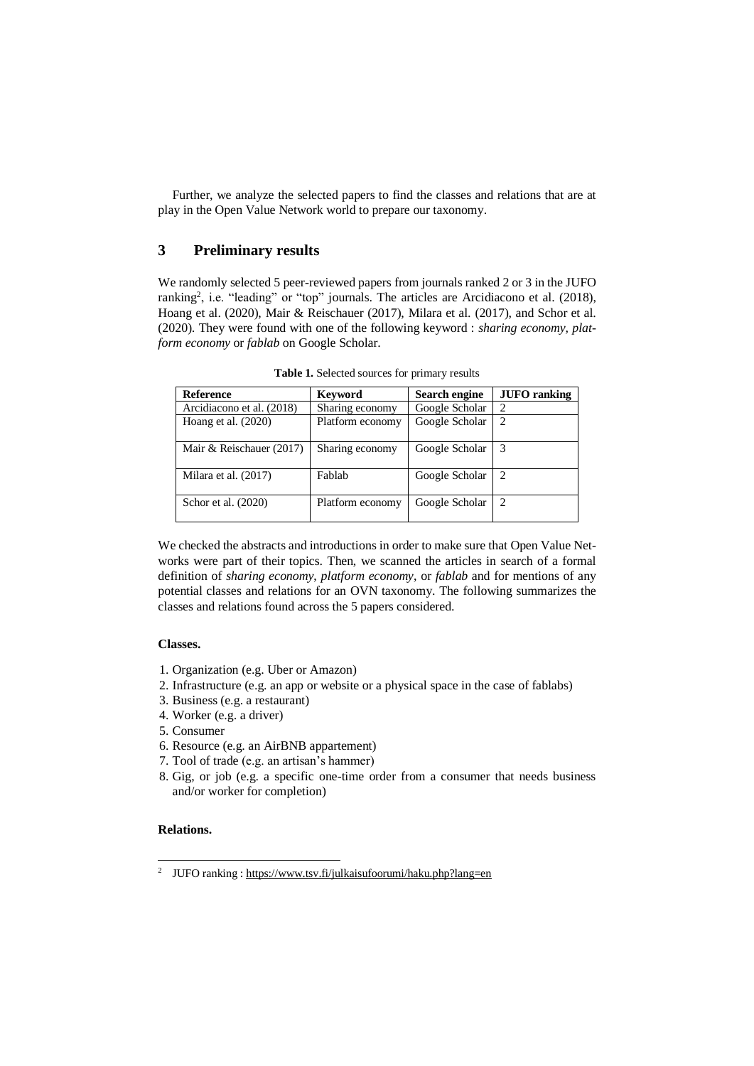Further, we analyze the selected papers to find the classes and relations that are at play in the Open Value Network world to prepare our taxonomy.

## 3 Preliminary results

We randomly selected 5 peer-reviewed papers from journals ranked 2 or 3 in the JUFO ranking[2], i.e. "leading" or "top" journals. The articles are Arcidiacono et al. (2018), Hoang et al. (2020), Mair & Reischauer (2017), Milara et al. (2017), and Schor et al. (2020). They were found with one of the following keyword : *sharing economy*, *platform economy* or *fablab* on Google Scholar.

**Table 1.** Selected sources for primary results

| Reference | Keyword | Search engine | JUFO ranking |
|---|---|---|---|
| Arcidiacono et al. (2018) | Sharing economy | Google Scholar | 2 |
| Hoang et al. (2020) | Platform economy | Google Scholar | 2 |
| Mair & Reischauer (2017) | Sharing economy | Google Scholar | 3 |
| Milara et al. (2017) | Fablab | Google Scholar | 2 |
| Schor et al. (2020) | Platform economy | Google Scholar | 2 |

We checked the abstracts and introductions in order to make sure that Open Value Networks were part of their topics. Then, we scanned the articles in search of a formal definition of *sharing economy*, *platform economy*, or *fablab* and for mentions of any potential classes and relations for an OVN taxonomy. The following summarizes the classes and relations found across the 5 papers considered.

**Classes.**

1. Organization (e.g. Uber or Amazon)
2. Infrastructure (e.g. an app or website or a physical space in the case of fablabs)
3. Business (e.g. a restaurant)
4. Worker (e.g. a driver)
5. Consumer
6. Resource (e.g. an AirBNB appartement)
7. Tool of trade (e.g. an artisan's hammer)
8. Gig, or job (e.g. a specific one-time order from a consumer that needs business and/or worker for completion)

**Relations.**

[2] JUFO ranking : https://www.tsv.fi/julkaisufoorumi/haku.php?lang=en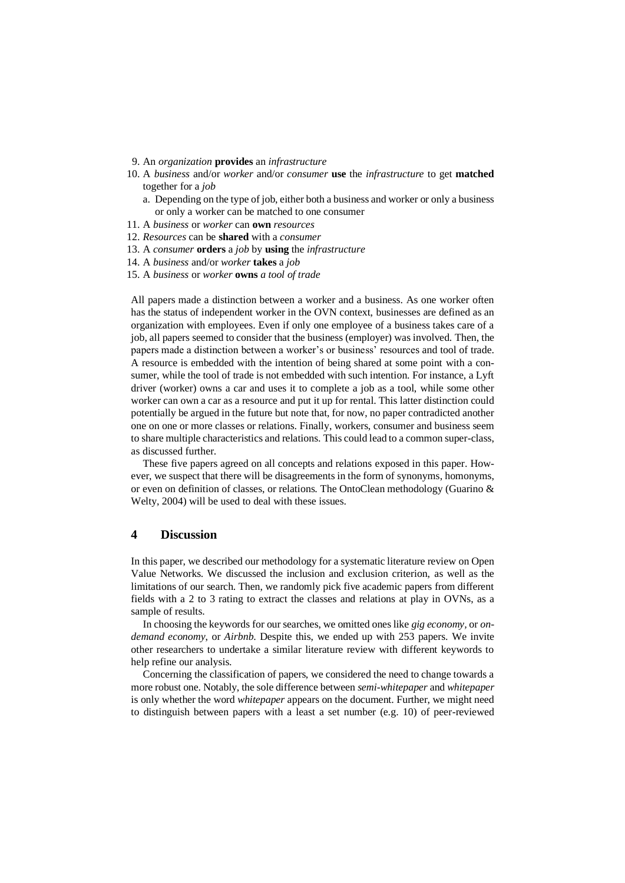9. An *organization* **provides** an *infrastructure*
10. A *business* and/or *worker* and/or *consumer* **use** the *infrastructure* to get **matched** together for a *job*
    a. Depending on the type of job, either both a business and worker or only a business or only a worker can be matched to one consumer
11. A *business* or *worker* can **own** *resources*
12. *Resources* can be **shared** with a *consumer*
13. A *consumer* **orders** a *job* by **using** the *infrastructure*
14. A *business* and/or *worker* **takes** a *job*
15. A *business* or *worker* **owns** *a tool of trade*

All papers made a distinction between a worker and a business. As one worker often has the status of independent worker in the OVN context, businesses are defined as an organization with employees. Even if only one employee of a business takes care of a job, all papers seemed to consider that the business (employer) was involved. Then, the papers made a distinction between a worker's or business' resources and tool of trade. A resource is embedded with the intention of being shared at some point with a consumer, while the tool of trade is not embedded with such intention. For instance, a Lyft driver (worker) owns a car and uses it to complete a job as a tool, while some other worker can own a car as a resource and put it up for rental. This latter distinction could potentially be argued in the future but note that, for now, no paper contradicted another one on one or more classes or relations. Finally, workers, consumer and business seem to share multiple characteristics and relations. This could lead to a common super-class, as discussed further.

These five papers agreed on all concepts and relations exposed in this paper. However, we suspect that there will be disagreements in the form of synonyms, homonyms, or even on definition of classes, or relations. The OntoClean methodology (Guarino & Welty, 2004) will be used to deal with these issues.

## 4 Discussion

In this paper, we described our methodology for a systematic literature review on Open Value Networks. We discussed the inclusion and exclusion criterion, as well as the limitations of our search. Then, we randomly pick five academic papers from different fields with a 2 to 3 rating to extract the classes and relations at play in OVNs, as a sample of results.

In choosing the keywords for our searches, we omitted ones like *gig economy*, or *on-demand economy*, or *Airbnb*. Despite this, we ended up with 253 papers. We invite other researchers to undertake a similar literature review with different keywords to help refine our analysis.

Concerning the classification of papers, we considered the need to change towards a more robust one. Notably, the sole difference between *semi-whitepaper* and *whitepaper* is only whether the word *whitepaper* appears on the document. Further, we might need to distinguish between papers with a least a set number (e.g. 10) of peer-reviewed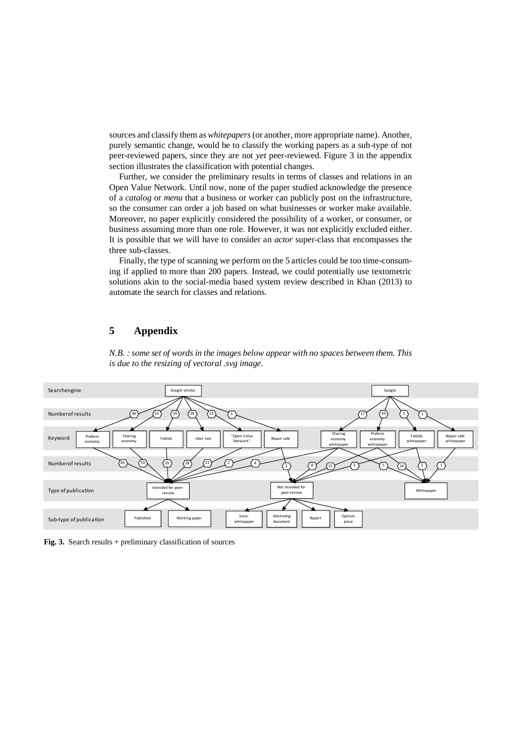sources and classify them as *whitepapers* (or another, more appropriate name). Another, purely semantic change, would be to classify the working papers as a sub-type of not peer-reviewed papers, since they are not *yet* peer-reviewed. Figure 3 in the appendix section illustrates the classification with potential changes.

Further, we consider the preliminary results in terms of classes and relations in an Open Value Network. Until now, none of the paper studied acknowledge the presence of a *catalog* or *menu* that a business or worker can publicly post on the infrastructure, so the consumer can order a job based on what businesses or worker make available. Moreover, no paper explicitly considered the possibility of a worker, or consumer, or business assuming more than one role. However, it was not explicitly excluded either. It is possible that we will have to consider an *actor* super-class that encompasses the three sub-classes.

Finally, the type of scanning we perform on the 5 articles could be too time-consuming if applied to more than 200 papers. Instead, we could potentially use textometric solutions akin to the social-media based system review described in Khan (2013) to automate the search for classes and relations.

## 5 Appendix

*N.B. : some set of words in the images below appear with no spaces between them. This is due to the resizing of vectoral .svg image.*

**Fig. 3.** Search results + preliminary classification of sources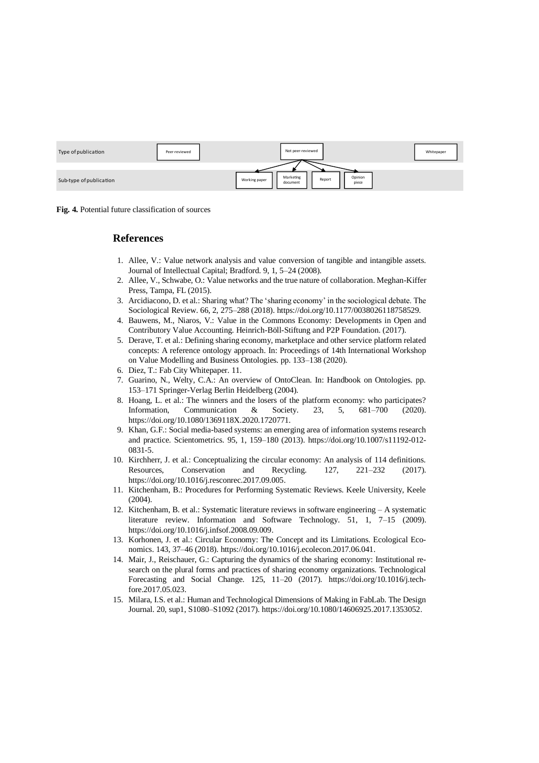| Type of publication | Peer-reviewed | Not peer-reviewed | | | Whitepaper |
| --- | --- | --- | --- | --- | --- |
| Sub-type of publication | Working paper | Marketing document | Report | Opinion piece | |

**Fig. 4.** Potential future classification of sources

## References

1. Allee, V.: Value network analysis and value conversion of tangible and intangible assets. Journal of Intellectual Capital; Bradford. 9, 1, 5–24 (2008).
2. Allee, V., Schwabe, O.: Value networks and the true nature of collaboration. Meghan-Kiffer Press, Tampa, FL (2015).
3. Arcidiacono, D. et al.: Sharing what? The 'sharing economy' in the sociological debate. The Sociological Review. 66, 2, 275–288 (2018). https://doi.org/10.1177/0038026118758529.
4. Bauwens, M., Niaros, V.: Value in the Commons Economy: Developments in Open and Contributory Value Accounting. Heinrich-Böll-Stiftung and P2P Foundation. (2017).
5. Derave, T. et al.: Defining sharing economy, marketplace and other service platform related concepts: A reference ontology approach. In: Proceedings of 14th International Workshop on Value Modelling and Business Ontologies. pp. 133–138 (2020).
6. Diez, T.: Fab City Whitepaper. 11.
7. Guarino, N., Welty, C.A.: An overview of OntoClean. In: Handbook on Ontologies. pp. 153–171 Springer-Verlag Berlin Heidelberg (2004).
8. Hoang, L. et al.: The winners and the losers of the platform economy: who participates? Information, Communication & Society. 23, 5, 681–700 (2020). https://doi.org/10.1080/1369118X.2020.1720771.
9. Khan, G.F.: Social media-based systems: an emerging area of information systems research and practice. Scientometrics. 95, 1, 159–180 (2013). https://doi.org/10.1007/s11192-012-0831-5.
10. Kirchherr, J. et al.: Conceptualizing the circular economy: An analysis of 114 definitions. Resources, Conservation and Recycling. 127, 221–232 (2017). https://doi.org/10.1016/j.resconrec.2017.09.005.
11. Kitchenham, B.: Procedures for Performing Systematic Reviews. Keele University, Keele (2004).
12. Kitchenham, B. et al.: Systematic literature reviews in software engineering – A systematic literature review. Information and Software Technology. 51, 1, 7–15 (2009). https://doi.org/10.1016/j.infsof.2008.09.009.
13. Korhonen, J. et al.: Circular Economy: The Concept and its Limitations. Ecological Economics. 143, 37–46 (2018). https://doi.org/10.1016/j.ecolecon.2017.06.041.
14. Mair, J., Reischauer, G.: Capturing the dynamics of the sharing economy: Institutional research on the plural forms and practices of sharing economy organizations. Technological Forecasting and Social Change. 125, 11–20 (2017). https://doi.org/10.1016/j.techfore.2017.05.023.
15. Milara, I.S. et al.: Human and Technological Dimensions of Making in FabLab. The Design Journal. 20, sup1, S1080–S1092 (2017). https://doi.org/10.1080/14606925.2017.1353052.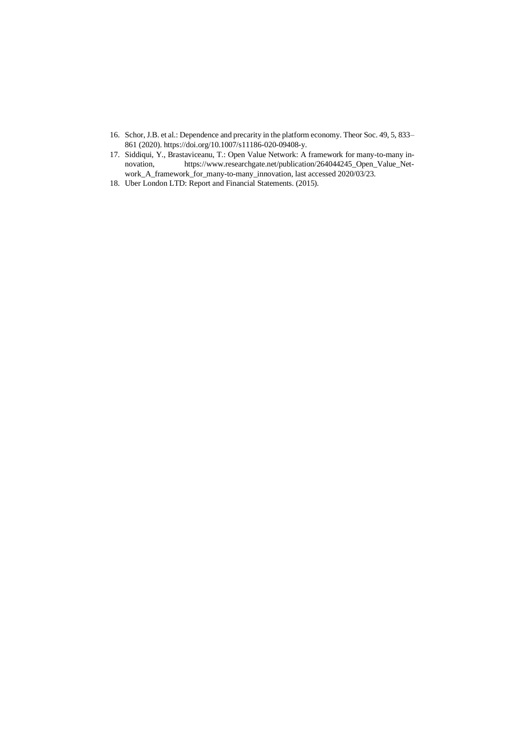16. Schor, J.B. et al.: Dependence and precarity in the platform economy. Theor Soc. 49, 5, 833–861 (2020). https://doi.org/10.1007/s11186-020-09408-y.
17. Siddiqui, Y., Brastaviceanu, T.: Open Value Network: A framework for many-to-many innovation, https://www.researchgate.net/publication/264044245_Open_Value_Network_A_framework_for_many-to-many_innovation, last accessed 2020/03/23.
18. Uber London LTD: Report and Financial Statements. (2015).